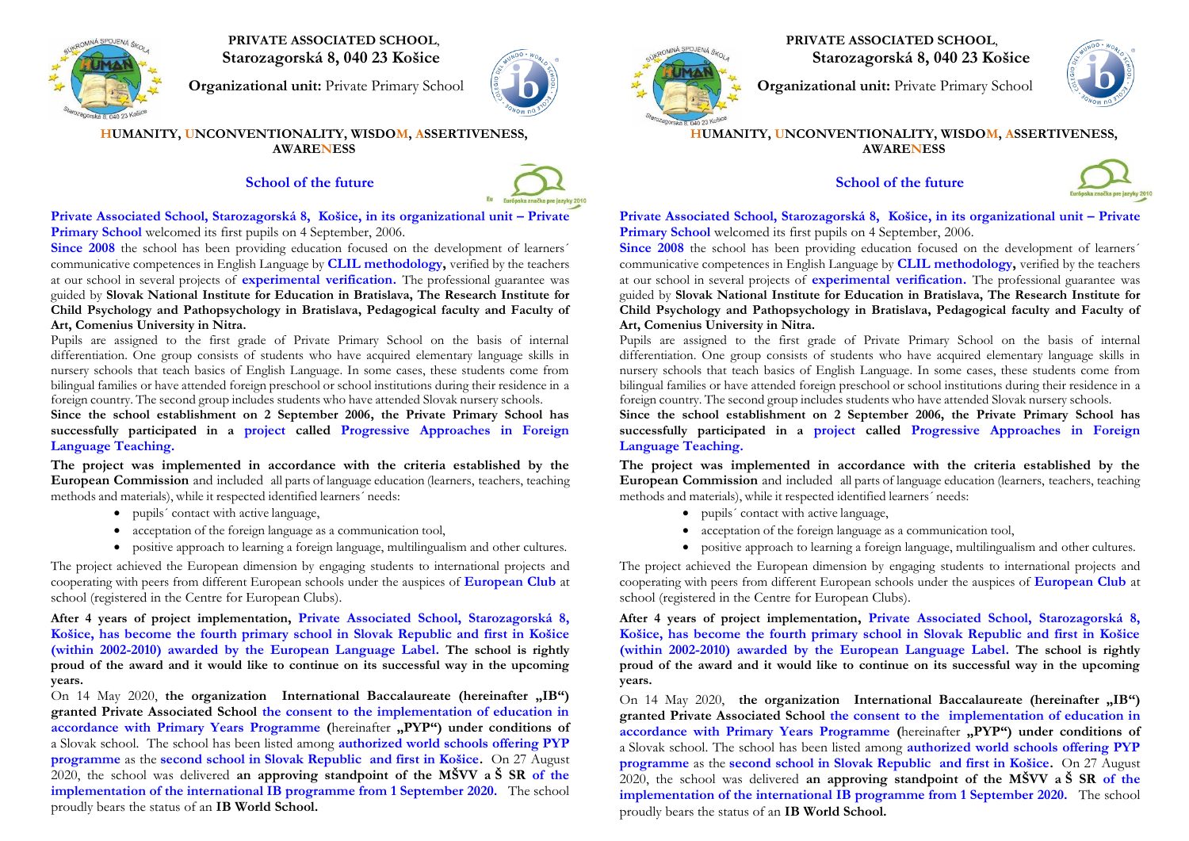**PRIVATE ASSOCIATED SCHOOL**,
**Starozagorská 8, 040 23 Košice**

**Organizational unit:** Private Primary School

**HUMANITY, UNCONVENTIONALITY, WISDOM, ASSERTIVENESS, AWARENESS**

## School of the future

Európska značka pre jazyky 2010

**Private Associated School, Starozagorská 8, Košice, in its organizational unit – Private Primary School** welcomed its first pupils on 4 September, 2006.

**Since 2008** the school has been providing education focused on the development of learners´ communicative competences in English Language by **CLIL methodology,** verified by the teachers at our school in several projects of **experimental verification.** The professional guarantee was guided by **Slovak National Institute for Education in Bratislava, The Research Institute for Child Psychology and Pathopsychology in Bratislava, Pedagogical faculty and Faculty of Art, Comenius University in Nitra.**

Pupils are assigned to the first grade of Private Primary School on the basis of internal differentiation. One group consists of students who have acquired elementary language skills in nursery schools that teach basics of English Language. In some cases, these students come from bilingual families or have attended foreign preschool or school institutions during their residence in a foreign country. The second group includes students who have attended Slovak nursery schools.

**Since the school establishment on 2 September 2006, the Private Primary School has successfully participated in a project called Progressive Approaches in Foreign Language Teaching.**

**The project was implemented in accordance with the criteria established by the European Commission** and included all parts of language education (learners, teachers, teaching methods and materials), while it respected identified learners´ needs:

- pupils´ contact with active language,
- acceptance of the foreign language as a communication tool,
- positive approach to learning a foreign language, multilingualism and other cultures.

The project achieved the European dimension by engaging students to international projects and cooperating with peers from different European schools under the auspices of **European Club** at school (registered in the Centre for European Clubs).

**After 4 years of project implementation, Private Associated School, Starozagorská 8, Košice, has become the fourth primary school in Slovak Republic and first in Košice (within 2002-2010) awarded by the European Language Label. The school is rightly proud of the award and it would like to continue on its successful way in the upcoming years.**

On 14 May 2020, **the organization International Baccalaureate (hereinafter „IB“) granted Private Associated School the consent to the implementation of education in accordance with Primary Years Programme (**hereinafter **„PYP“) under conditions of** a Slovak school. The school has been listed among **authorized world schools offering PYP programme** as the **second school in Slovak Republic and first in Košice.** On 27 August 2020, the school was delivered **an approving standpoint of the MŠVV a Š SR of the implementation of the international IB programme from 1 September 2020.** The school proudly bears the status of an **IB World School.**

---

**PRIVATE ASSOCIATED SCHOOL**,
**Starozagorská 8, 040 23 Košice**

**Organizational unit:** Private Primary School

**HUMANITY, UNCONVENTIONALITY, WISDOM, ASSERTIVENESS, AWARENESS**

## School of the future

Európska značka pre jazyky 2010

**Private Associated School, Starozagorská 8, Košice, in its organizational unit – Private Primary School** welcomed its first pupils on 4 September, 2006.

**Since 2008** the school has been providing education focused on the development of learners´ communicative competences in English Language by **CLIL methodology,** verified by the teachers at our school in several projects of **experimental verification.** The professional guarantee was guided by **Slovak National Institute for Education in Bratislava, The Research Institute for Child Psychology and Pathopsychology in Bratislava, Pedagogical faculty and Faculty of Art, Comenius University in Nitra.**

Pupils are assigned to the first grade of Private Primary School on the basis of internal differentiation. One group consists of students who have acquired elementary language skills in nursery schools that teach basics of English Language. In some cases, these students come from bilingual families or have attended foreign preschool or school institutions during their residence in a foreign country. The second group includes students who have attended Slovak nursery schools.

**Since the school establishment on 2 September 2006, the Private Primary School has successfully participated in a project called Progressive Approaches in Foreign Language Teaching.**

**The project was implemented in accordance with the criteria established by the European Commission** and included all parts of language education (learners, teachers, teaching methods and materials), while it respected identified learners´ needs:

- pupils´ contact with active language,
- acceptance of the foreign language as a communication tool,
- positive approach to learning a foreign language, multilingualism and other cultures.

The project achieved the European dimension by engaging students to international projects and cooperating with peers from different European schools under the auspices of **European Club** at school (registered in the Centre for European Clubs).

**After 4 years of project implementation, Private Associated School, Starozagorská 8, Košice, has become the fourth primary school in Slovak Republic and first in Košice (within 2002-2010) awarded by the European Language Label. The school is rightly proud of the award and it would like to continue on its successful way in the upcoming years.**

On 14 May 2020, **the organization International Baccalaureate (hereinafter „IB“) granted Private Associated School the consent to the implementation of education in accordance with Primary Years Programme (**hereinafter **„PYP“) under conditions of** a Slovak school. The school has been listed among **authorized world schools offering PYP programme** as the **second school in Slovak Republic and first in Košice.** On 27 August 2020, the school was delivered **an approving standpoint of the MŠVV a Š SR of the implementation of the international IB programme from 1 September 2020.** The school proudly bears the status of an **IB World School.**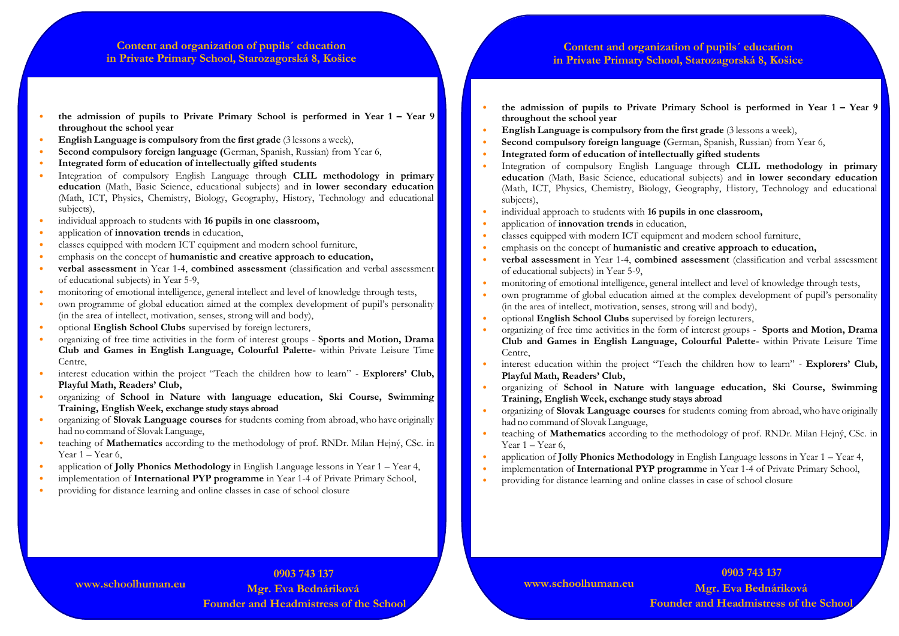## Content and organization of pupils´ education in Private Primary School, Starozagorská 8, Košice

- **the admission of pupils to Private Primary School is performed in Year 1 – Year 9 throughout the school year**
- **English Language is compulsory from the first grade** (3 lessons a week),
- **Second compulsory foreign language (**German, Spanish, Russian) from Year 6,
- **Integrated form of education of intellectually gifted students**
- Integration of compulsory English Language through **CLIL methodology in primary education** (Math, Basic Science, educational subjects) and **in lower secondary education** (Math, ICT, Physics, Chemistry, Biology, Geography, History, Technology and educational subjects),
- individual approach to students with **16 pupils in one classroom,**
- application of **innovation trends** in education,
- classes equipped with modern ICT equipment and modern school furniture,
- emphasis on the concept of **humanistic and creative approach to education,**
- **verbal assessment** in Year 1-4, **combined assessment** (classification and verbal assessment of educational subjects) in Year 5-9,
- monitoring of emotional intelligence, general intellect and level of knowledge through tests,
- own programme of global education aimed at the complex development of pupil's personality (in the area of intellect, motivation, senses, strong will and body),
- optional **English School Clubs** supervised by foreign lecturers,
- organizing of free time activities in the form of interest groups - **Sports and Motion, Drama Club and Games in English Language, Colourful Palette-** within Private Leisure Time Centre,
- interest education within the project "Teach the children how to learn" - **Explorers' Club, Playful Math, Readers' Club,**
- organizing of **School in Nature with language education, Ski Course, Swimming Training, English Week, exchange study stays abroad**
- organizing of **Slovak Language courses** for students coming from abroad, who have originally had no command of Slovak Language,
- teaching of **Mathematics** according to the methodology of prof. RNDr. Milan Hejný, CSc. in Year 1 – Year 6,
- application of **Jolly Phonics Methodology** in English Language lessons in Year 1 – Year 4,
- implementation of **International PYP programme** in Year 1-4 of Private Primary School,
- providing for distance learning and online classes in case of school closure

**www.schoolhuman.eu**

**0903 743 137**
**Mgr. Eva Bednáriková**
**Founder and Headmistress of the School**

## Content and organization of pupils´ education in Private Primary School, Starozagorská 8, Košice

- **the admission of pupils to Private Primary School is performed in Year 1 – Year 9 throughout the school year**
- **English Language is compulsory from the first grade** (3 lessons a week),
- **Second compulsory foreign language (**German, Spanish, Russian) from Year 6,
- **Integrated form of education of intellectually gifted students**
- Integration of compulsory English Language through **CLIL methodology in primary education** (Math, Basic Science, educational subjects) and **in lower secondary education** (Math, ICT, Physics, Chemistry, Biology, Geography, History, Technology and educational subjects),
- individual approach to students with **16 pupils in one classroom,**
- application of **innovation trends** in education,
- classes equipped with modern ICT equipment and modern school furniture,
- emphasis on the concept of **humanistic and creative approach to education,**
- **verbal assessment** in Year 1-4, **combined assessment** (classification and verbal assessment of educational subjects) in Year 5-9,
- monitoring of emotional intelligence, general intellect and level of knowledge through tests,
- own programme of global education aimed at the complex development of pupil's personality (in the area of intellect, motivation, senses, strong will and body),
- optional **English School Clubs** supervised by foreign lecturers,
- organizing of free time activities in the form of interest groups - **Sports and Motion, Drama Club and Games in English Language, Colourful Palette-** within Private Leisure Time Centre,
- interest education within the project "Teach the children how to learn" - **Explorers' Club, Playful Math, Readers' Club,**
- organizing of **School in Nature with language education, Ski Course, Swimming Training, English Week, exchange study stays abroad**
- organizing of **Slovak Language courses** for students coming from abroad, who have originally had no command of Slovak Language,
- teaching of **Mathematics** according to the methodology of prof. RNDr. Milan Hejný, CSc. in Year 1 – Year 6,
- application of **Jolly Phonics Methodology** in English Language lessons in Year 1 – Year 4,
- implementation of **International PYP programme** in Year 1-4 of Private Primary School,
- providing for distance learning and online classes in case of school closure

**www.schoolhuman.eu**

**0903 743 137**
**Mgr. Eva Bednáriková**
**Founder and Headmistress of the School**